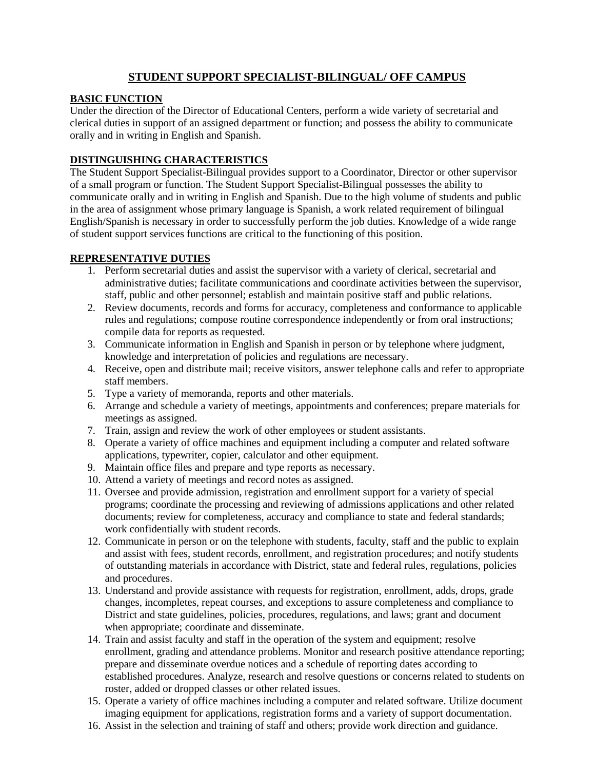# STUDENT SUPPORT SPECIALIST-BILINGUAL/ OFF CAMPUS

## BASIC FUNCTION

Under the direction of the Director of Educational Centers, perform a wide variety of secretarial and clerical duties in support of an assigned department or function; and possess the ability to communicate orally and in writing in English and Spanish.

## DISTINGUISHING CHARACTERISTICS

The Student Support Specialist-Bilingual provides support to a Coordinator, Director or other supervisor of a small program or function. The Student Support Specialist-Bilingual possesses the ability to communicate orally and in writing in English and Spanish. Due to the high volume of students and public in the area of assignment whose primary language is Spanish, a work related requirement of bilingual English/Spanish is necessary in order to successfully perform the job duties. Knowledge of a wide range of student support services functions are critical to the functioning of this position.

## REPRESENTATIVE DUTIES

1. Perform secretarial duties and assist the supervisor with a variety of clerical, secretarial and administrative duties; facilitate communications and coordinate activities between the supervisor, staff, public and other personnel; establish and maintain positive staff and public relations.
2. Review documents, records and forms for accuracy, completeness and conformance to applicable rules and regulations; compose routine correspondence independently or from oral instructions; compile data for reports as requested.
3. Communicate information in English and Spanish in person or by telephone where judgment, knowledge and interpretation of policies and regulations are necessary.
4. Receive, open and distribute mail; receive visitors, answer telephone calls and refer to appropriate staff members.
5. Type a variety of memoranda, reports and other materials.
6. Arrange and schedule a variety of meetings, appointments and conferences; prepare materials for meetings as assigned.
7. Train, assign and review the work of other employees or student assistants.
8. Operate a variety of office machines and equipment including a computer and related software applications, typewriter, copier, calculator and other equipment.
9. Maintain office files and prepare and type reports as necessary.
10. Attend a variety of meetings and record notes as assigned.
11. Oversee and provide admission, registration and enrollment support for a variety of special programs; coordinate the processing and reviewing of admissions applications and other related documents; review for completeness, accuracy and compliance to state and federal standards; work confidentially with student records.
12. Communicate in person or on the telephone with students, faculty, staff and the public to explain and assist with fees, student records, enrollment, and registration procedures; and notify students of outstanding materials in accordance with District, state and federal rules, regulations, policies and procedures.
13. Understand and provide assistance with requests for registration, enrollment, adds, drops, grade changes, incompletes, repeat courses, and exceptions to assure completeness and compliance to District and state guidelines, policies, procedures, regulations, and laws; grant and document when appropriate; coordinate and disseminate.
14. Train and assist faculty and staff in the operation of the system and equipment; resolve enrollment, grading and attendance problems. Monitor and research positive attendance reporting; prepare and disseminate overdue notices and a schedule of reporting dates according to established procedures. Analyze, research and resolve questions or concerns related to students on roster, added or dropped classes or other related issues.
15. Operate a variety of office machines including a computer and related software. Utilize document imaging equipment for applications, registration forms and a variety of support documentation.
16. Assist in the selection and training of staff and others; provide work direction and guidance.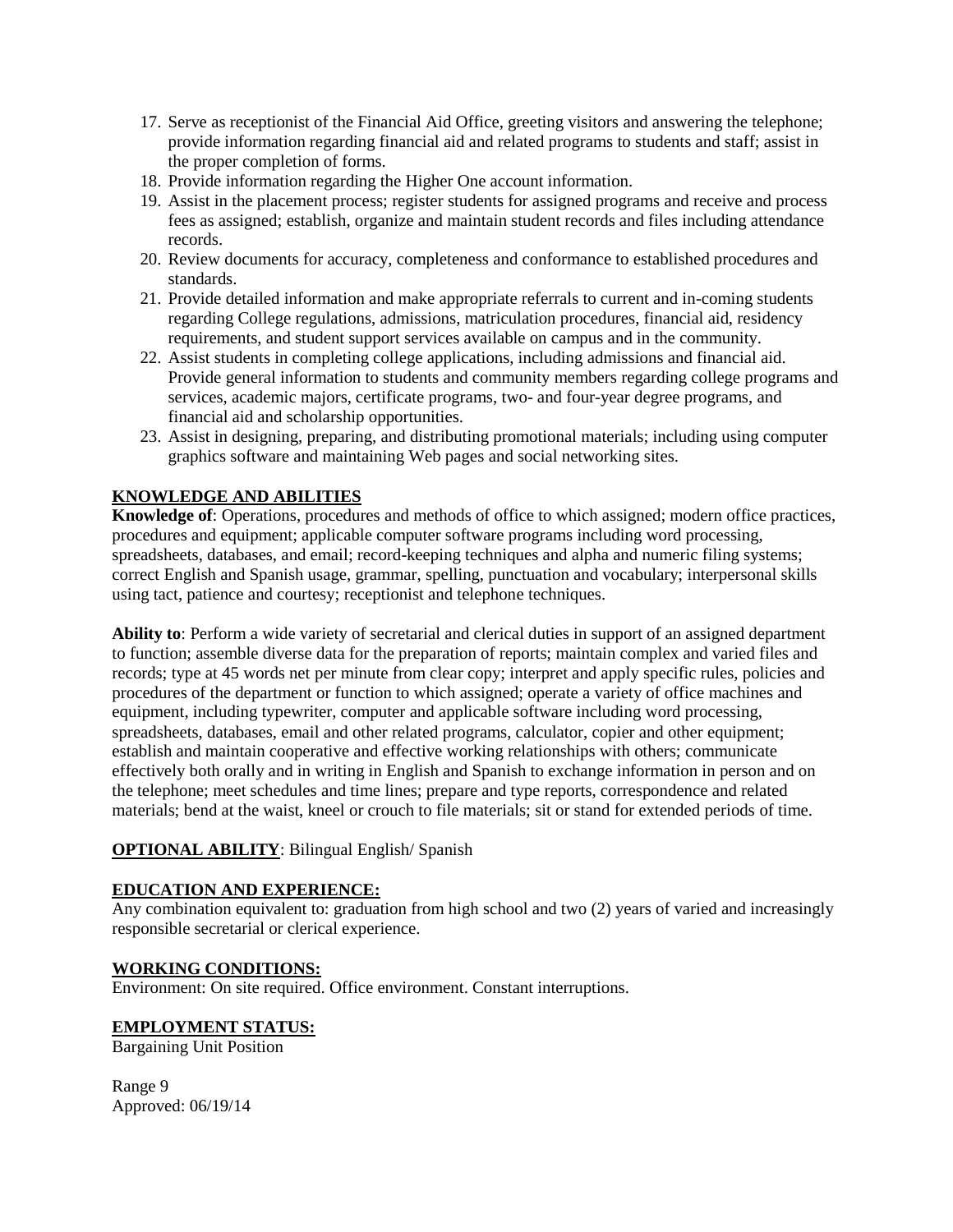17. Serve as receptionist of the Financial Aid Office, greeting visitors and answering the telephone; provide information regarding financial aid and related programs to students and staff; assist in the proper completion of forms.
18. Provide information regarding the Higher One account information.
19. Assist in the placement process; register students for assigned programs and receive and process fees as assigned; establish, organize and maintain student records and files including attendance records.
20. Review documents for accuracy, completeness and conformance to established procedures and standards.
21. Provide detailed information and make appropriate referrals to current and in-coming students regarding College regulations, admissions, matriculation procedures, financial aid, residency requirements, and student support services available on campus and in the community.
22. Assist students in completing college applications, including admissions and financial aid. Provide general information to students and community members regarding college programs and services, academic majors, certificate programs, two- and four-year degree programs, and financial aid and scholarship opportunities.
23. Assist in designing, preparing, and distributing promotional materials; including using computer graphics software and maintaining Web pages and social networking sites.

## KNOWLEDGE AND ABILITIES

**Knowledge of**: Operations, procedures and methods of office to which assigned; modern office practices, procedures and equipment; applicable computer software programs including word processing, spreadsheets, databases, and email; record-keeping techniques and alpha and numeric filing systems; correct English and Spanish usage, grammar, spelling, punctuation and vocabulary; interpersonal skills using tact, patience and courtesy; receptionist and telephone techniques.

**Ability to**: Perform a wide variety of secretarial and clerical duties in support of an assigned department to function; assemble diverse data for the preparation of reports; maintain complex and varied files and records; type at 45 words net per minute from clear copy; interpret and apply specific rules, policies and procedures of the department or function to which assigned; operate a variety of office machines and equipment, including typewriter, computer and applicable software including word processing, spreadsheets, databases, email and other related programs, calculator, copier and other equipment; establish and maintain cooperative and effective working relationships with others; communicate effectively both orally and in writing in English and Spanish to exchange information in person and on the telephone; meet schedules and time lines; prepare and type reports, correspondence and related materials; bend at the waist, kneel or crouch to file materials; sit or stand for extended periods of time.

**OPTIONAL ABILITY**: Bilingual English/ Spanish

## EDUCATION AND EXPERIENCE:

Any combination equivalent to: graduation from high school and two (2) years of varied and increasingly responsible secretarial or clerical experience.

## WORKING CONDITIONS:

Environment: On site required. Office environment. Constant interruptions.

## EMPLOYMENT STATUS:

Bargaining Unit Position

Range 9
Approved: 06/19/14